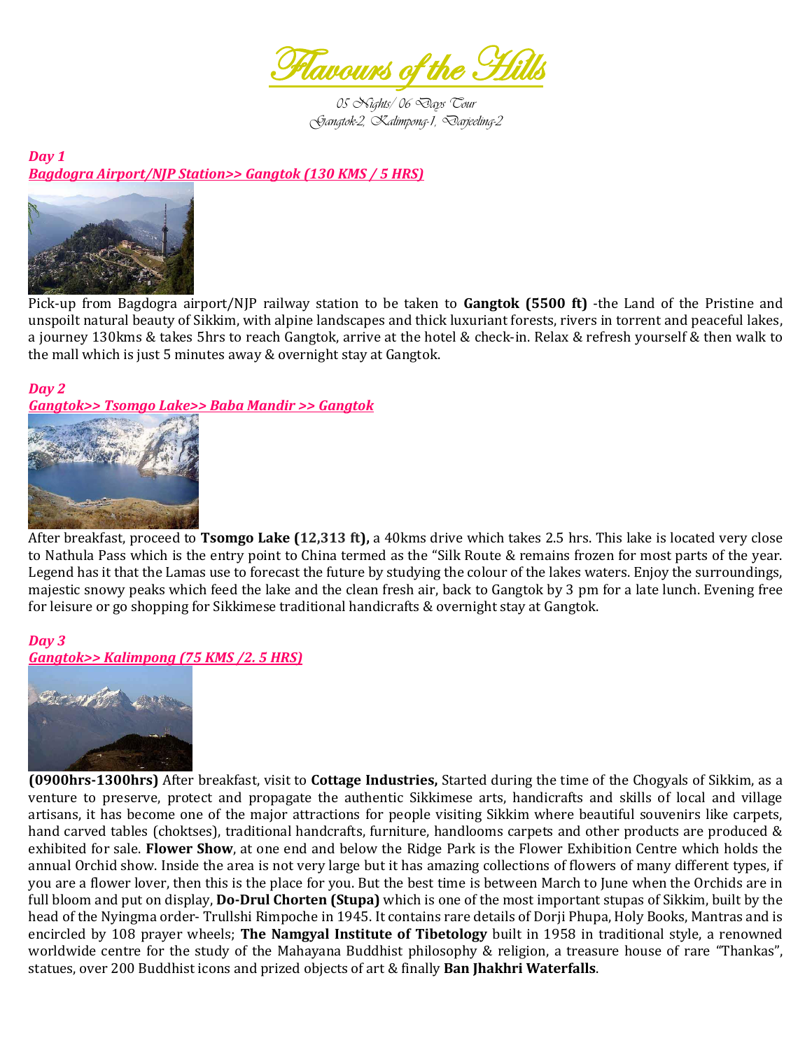# Flavours of the Hills

*05 Nights/ 06 Days Tour*
*Gangtok-2, Kalimpong-1, Darjeeling-2*

***Day 1***
***Bagdogra Airport/NJP Station>> Gangtok (130 KMS / 5 HRS)***

Pick-up from Bagdogra airport/NJP railway station to be taken to **Gangtok (5500 ft)** -the Land of the Pristine and unspoilt natural beauty of Sikkim, with alpine landscapes and thick luxuriant forests, rivers in torrent and peaceful lakes, a journey 130kms & takes 5hrs to reach Gangtok, arrive at the hotel & check-in. Relax & refresh yourself & then walk to the mall which is just 5 minutes away & overnight stay at Gangtok.

***Day 2***
***Gangtok>> Tsomgo Lake>> Baba Mandir >> Gangtok***

After breakfast, proceed to **Tsomgo Lake (12,313 ft),** a 40kms drive which takes 2.5 hrs. This lake is located very close to Nathula Pass which is the entry point to China termed as the "Silk Route & remains frozen for most parts of the year. Legend has it that the Lamas use to forecast the future by studying the colour of the lakes waters. Enjoy the surroundings, majestic snowy peaks which feed the lake and the clean fresh air, back to Gangtok by 3 pm for a late lunch. Evening free for leisure or go shopping for Sikkimese traditional handicrafts & overnight stay at Gangtok.

***Day 3***
***Gangtok>> Kalimpong (75 KMS /2. 5 HRS)***

**(0900hrs-1300hrs)** After breakfast, visit to **Cottage Industries,** Started during the time of the Chogyals of Sikkim, as a venture to preserve, protect and propagate the authentic Sikkimese arts, handicrafts and skills of local and village artisans, it has become one of the major attractions for people visiting Sikkim where beautiful souvenirs like carpets, hand carved tables (choktses), traditional handcrafts, furniture, handlooms carpets and other products are produced & exhibited for sale. **Flower Show**, at one end and below the Ridge Park is the Flower Exhibition Centre which holds the annual Orchid show. Inside the area is not very large but it has amazing collections of flowers of many different types, if you are a flower lover, then this is the place for you. But the best time is between March to June when the Orchids are in full bloom and put on display, **Do-Drul Chorten (Stupa)** which is one of the most important stupas of Sikkim, built by the head of the Nyingma order- Trullshi Rimpoche in 1945. It contains rare details of Dorji Phupa, Holy Books, Mantras and is encircled by 108 prayer wheels; **The Namgyal Institute of Tibetology** built in 1958 in traditional style, a renowned worldwide centre for the study of the Mahayana Buddhist philosophy & religion, a treasure house of rare "Thankas", statues, over 200 Buddhist icons and prized objects of art & finally **Ban Jhakhri Waterfalls**.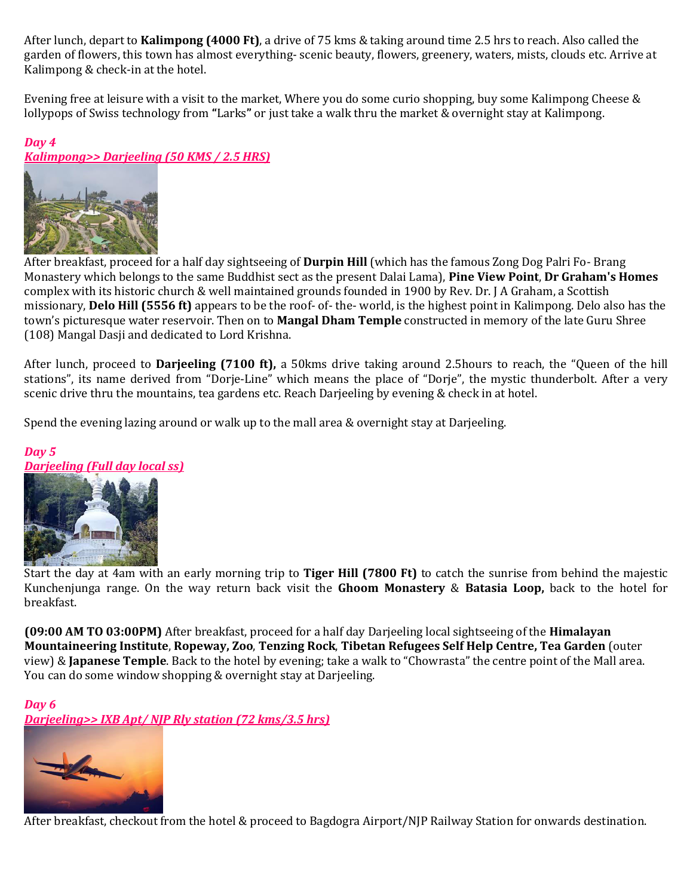After lunch, depart to **Kalimpong (4000 Ft)**, a drive of 75 kms & taking around time 2.5 hrs to reach. Also called the garden of flowers, this town has almost everything- scenic beauty, flowers, greenery, waters, mists, clouds etc. Arrive at Kalimpong & check-in at the hotel.

Evening free at leisure with a visit to the market, Where you do some curio shopping, buy some Kalimpong Cheese & lollypops of Swiss technology from **"**Larks**"** or just take a walk thru the market & overnight stay at Kalimpong.

***Day 4***
***Kalimpong>> Darjeeling (50 KMS / 2.5 HRS)***

After breakfast, proceed for a half day sightseeing of **Durpin Hill** (which has the famous Zong Dog Palri Fo- Brang Monastery which belongs to the same Buddhist sect as the present Dalai Lama), **Pine View Point**, **Dr Graham's Homes** complex with its historic church & well maintained grounds founded in 1900 by Rev. Dr. J A Graham, a Scottish missionary, **Delo Hill (5556 ft)** appears to be the roof- of- the- world, is the highest point in Kalimpong. Delo also has the town's picturesque water reservoir. Then on to **Mangal Dham Temple** constructed in memory of the late Guru Shree (108) Mangal Dasji and dedicated to Lord Krishna.

After lunch, proceed to **Darjeeling (7100 ft),** a 50kms drive taking around 2.5hours to reach, the "Queen of the hill stations", its name derived from "Dorje-Line" which means the place of "Dorje", the mystic thunderbolt. After a very scenic drive thru the mountains, tea gardens etc. Reach Darjeeling by evening & check in at hotel.

Spend the evening lazing around or walk up to the mall area & overnight stay at Darjeeling.

***Day 5***
***Darjeeling (Full day local ss)***

Start the day at 4am with an early morning trip to **Tiger Hill (7800 Ft)** to catch the sunrise from behind the majestic Kunchenjunga range. On the way return back visit the **Ghoom Monastery** & **Batasia Loop,** back to the hotel for breakfast.

**(09:00 AM TO 03:00PM)** After breakfast, proceed for a half day Darjeeling local sightseeing of the **Himalayan Mountaineering Institute**, **Ropeway, Zoo**, **Tenzing Rock**, **Tibetan Refugees Self Help Centre, Tea Garden** (outer view) & **Japanese Temple**. Back to the hotel by evening; take a walk to "Chowrasta" the centre point of the Mall area. You can do some window shopping & overnight stay at Darjeeling.

***Day 6***
***Darjeeling>> IXB Apt/ NJP Rly station (72 kms/3.5 hrs)***

After breakfast, checkout from the hotel & proceed to Bagdogra Airport/NJP Railway Station for onwards destination.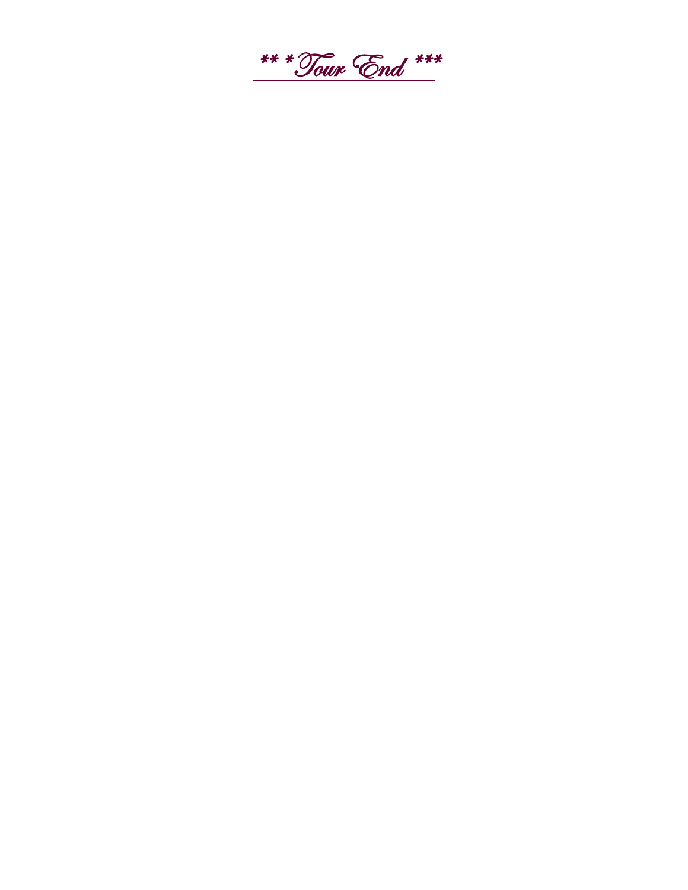** *Tour End ***